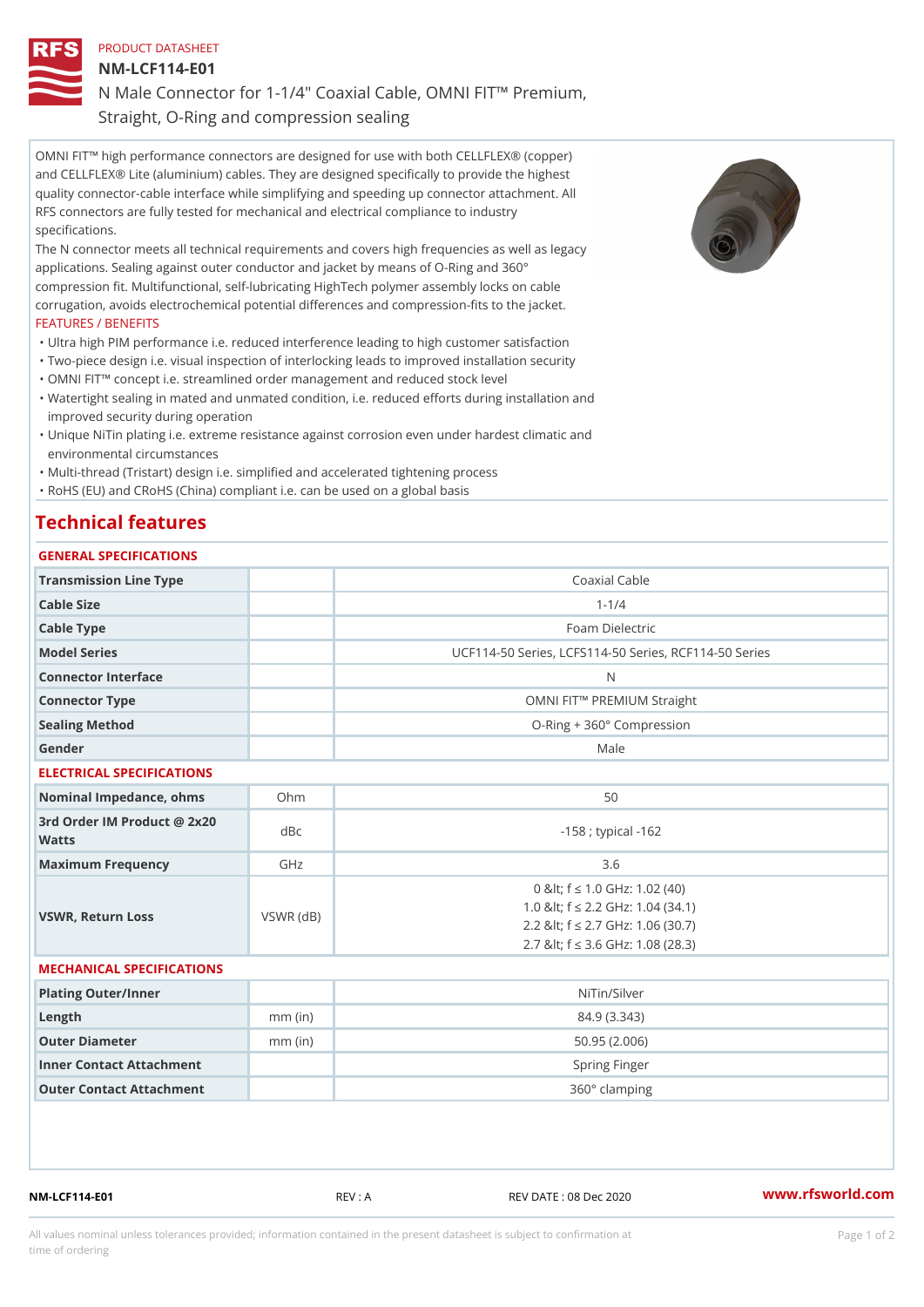PRODUCT DATASHEET

# NM-LCF114-E01

N Male Connector for 1-1/4" Coaxial Cable, OMNI FIT™ Premium, Straight, O-Ring and compression sealing

OMNI FIT™ high performance connectors are designed for use with both CELLFLEX® (copper) and CELLFLEX® Lite (aluminium) cables. They are designed specifically to provide the highest quality connector-cable interface while simplifying and speeding up connector attachment. All RFS connectors are fully tested for mechanical and electrical compliance to industry specifications.

The N connector meets all technical requirements and covers high frequencies as well as legacy applications. Sealing against outer conductor and jacket by means of O-Ring and 360° compression fit. Multifunctional, self-lubricating HighTech polymer assembly locks on cable corrugation, avoids electrochemical potential differences and compression-fits to the jacket.

FEATURES / BENEFITS

- Ultra high PIM performance i.e. reduced interference leading to high customer satisfaction
- Two-piece design i.e. visual inspection of interlocking leads to improved installation security
- OMNI FIT™ concept i.e. streamlined order management and reduced stock level
- Watertight sealing in mated and unmated condition, i.e. reduced efforts during installation and improved security during operation
- Unique NiTin plating i.e. extreme resistance against corrosion even under hardest climatic and environmental circumstances
- Multi-thread (Tristart) design i.e. simplified and accelerated tightening process
- RoHS (EU) and CRoHS (China) compliant i.e. can be used on a global basis

## Technical features

GENERAL SPECIFICATIONS

| | | |
|---|---|---|
| Transmission Line Type | | Coaxial Cable |
| Cable Size | | 1-1/4 |
| Cable Type | | Foam Dielectric |
| Model Series | | UCF114-50 Series, LCFS114-50 Series, RCF114-50 Series |
| Connector Interface | | N |
| Connector Type | | OMNI FIT™ PREMIUM Straight |
| Sealing Method | | O-Ring + 360° Compression |
| Gender | | Male |

ELECTRICAL SPECIFICATIONS

| | | |
|---|---|---|
| Nominal Impedance, ohms | Ohm | 50 |
| 3rd Order IM Product @ 2x20 Watts | dBc | -158 ; typical -162 |
| Maximum Frequency | GHz | 3.6 |
| VSWR, Return Loss | VSWR (dB) | 0 &lt; f ≤ 1.0 GHz: 1.02 (40)<br>1.0 &lt; f ≤ 2.2 GHz: 1.04 (34.1)<br>2.2 &lt; f ≤ 2.7 GHz: 1.06 (30.7)<br>2.7 &lt; f ≤ 3.6 GHz: 1.08 (28.3) |

MECHANICAL SPECIFICATIONS

| | | |
|---|---|---|
| Plating Outer/Inner | | NiTin/Silver |
| Length | mm (in) | 84.9 (3.343) |
| Outer Diameter | mm (in) | 50.95 (2.006) |
| Inner Contact Attachment | | Spring Finger |
| Outer Contact Attachment | | 360° clamping |

NM-LCF114-E01 REV : A REV DATE : 08 Dec 2020 www.rfsworld.com

All values nominal unless tolerances provided; information contained in the present datasheet is subject to confirmation at time of ordering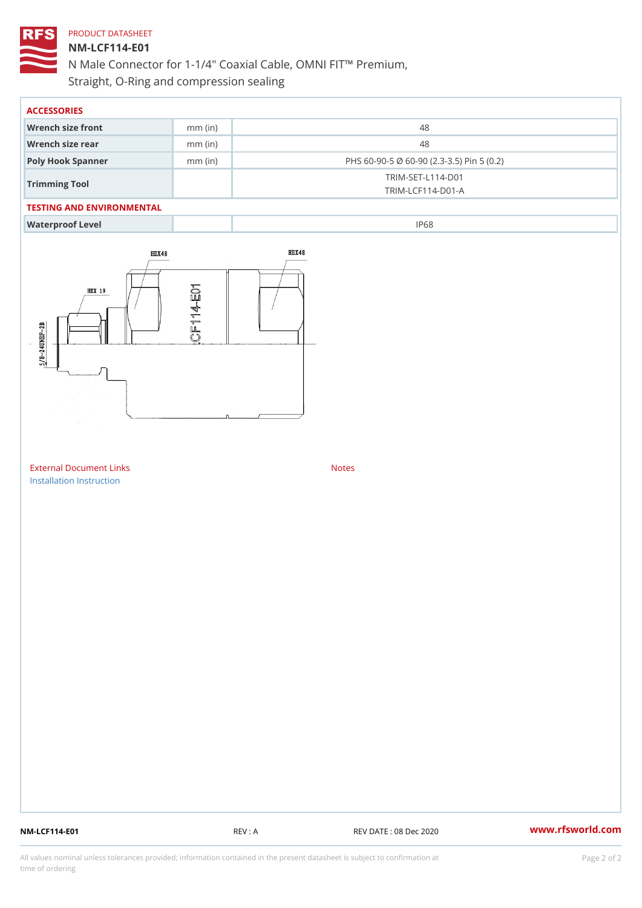PRODUCT DATASHEET

# NM-LCF114-E01

N Male Connector for 1-1/4" Coaxial Cable, OMNI FIT™ Premium, Straight, O-Ring and compression sealing

## ACCESSORIES

| | | |
|---|---|---|
| Wrench size front | mm (in) | 48 |
| Wrench size rear | mm (in) | 48 |
| Poly Hook Spanner | mm (in) | PHS 60-90-5 Ø 60-90 (2.3-3.5) Pin 5 (0.2) |
| Trimming Tool | | TRIM-SET-L114-D01<br>TRIM-LCF114-D01-A |

## TESTING AND ENVIRONMENTAL

| | | |
|---|---|---|
| Waterproof Level | | IP68 |

HEX48

HEX48

HEX 19

5/8-24UNEF-2B

LCF114-E01

External Document Links

Installation Instruction

Notes

NM-LCF114-E01 REV : A REV DATE : 08 Dec 2020 www.rfsworld.com

All values nominal unless tolerances provided; information contained in the present datasheet is subject to confirmation at time of ordering